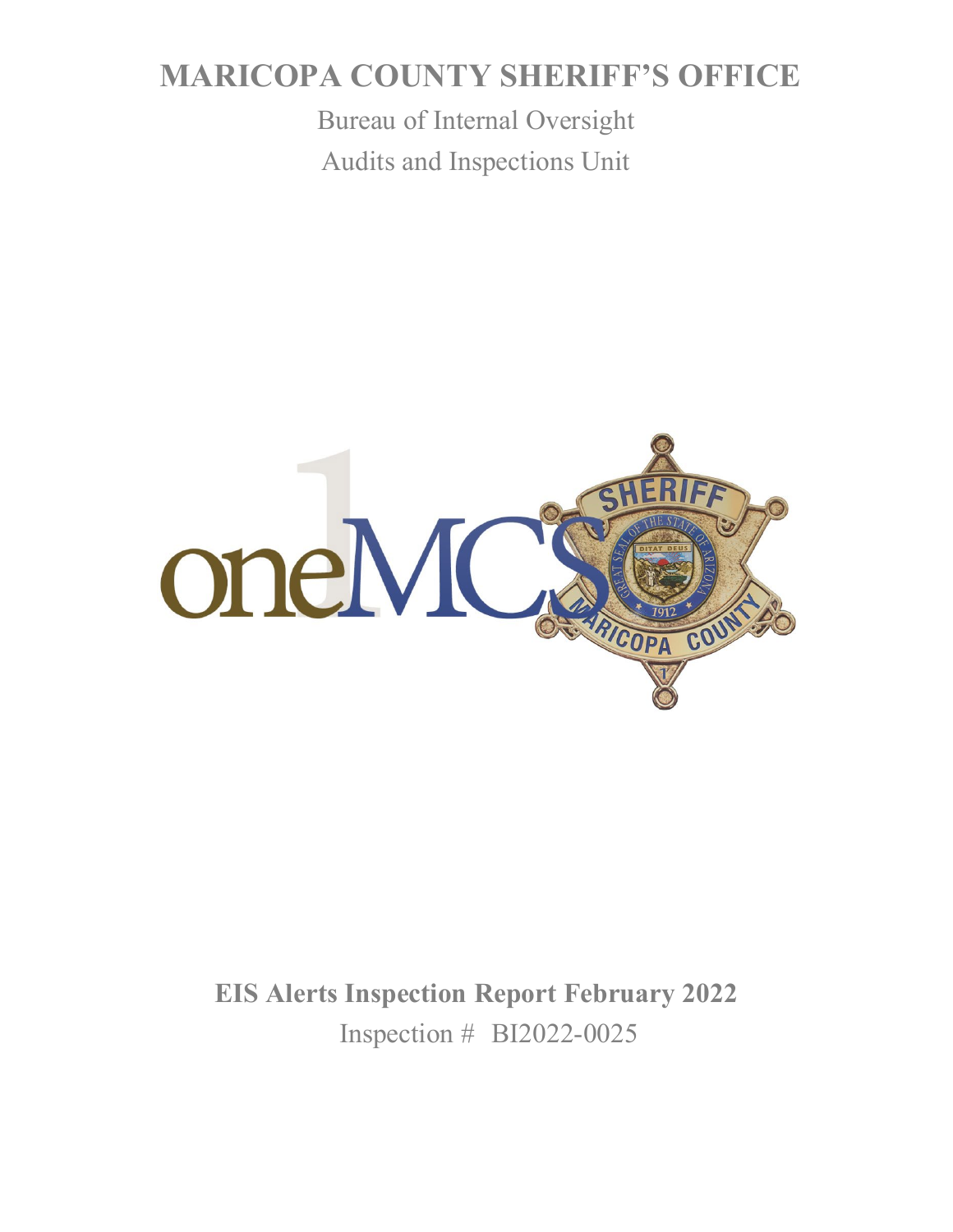# MARICOPA COUNTY SHERIFF'S OFFICE

Bureau of Internal Oversight

Audits and Inspections Unit

**EIS Alerts Inspection Report February 2022**

Inspection # BI2022-0025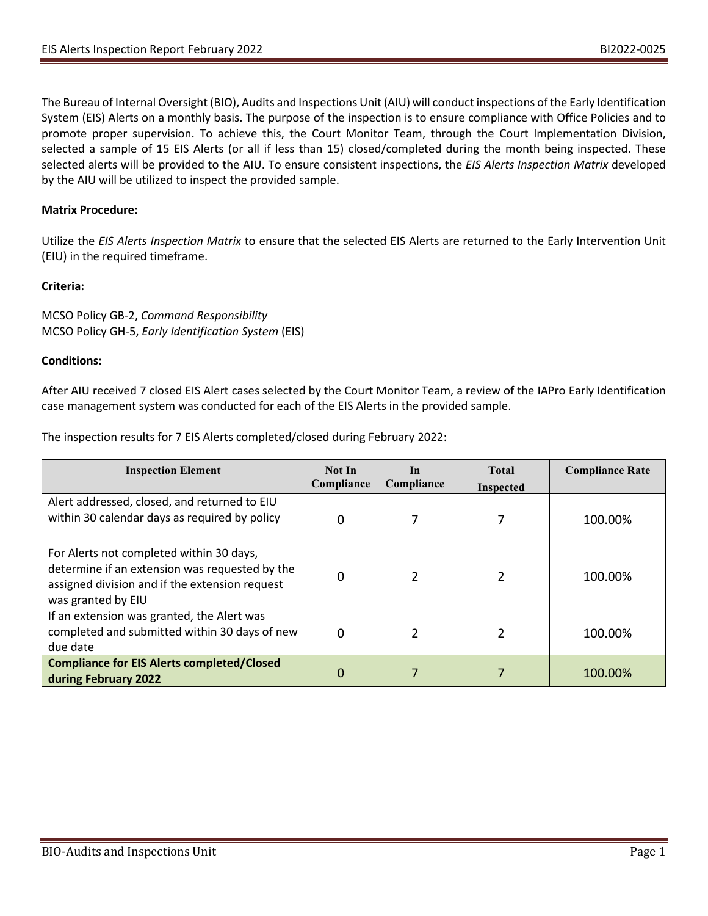The Bureau of Internal Oversight (BIO), Audits and Inspections Unit (AIU) will conduct inspections of the Early Identification System (EIS) Alerts on a monthly basis. The purpose of the inspection is to ensure compliance with Office Policies and to promote proper supervision. To achieve this, the Court Monitor Team, through the Court Implementation Division, selected a sample of 15 EIS Alerts (or all if less than 15) closed/completed during the month being inspected. These selected alerts will be provided to the AIU. To ensure consistent inspections, the *EIS Alerts Inspection Matrix* developed by the AIU will be utilized to inspect the provided sample.

**Matrix Procedure:**

Utilize the *EIS Alerts Inspection Matrix* to ensure that the selected EIS Alerts are returned to the Early Intervention Unit (EIU) in the required timeframe.

**Criteria:**

MCSO Policy GB-2, *Command Responsibility*
MCSO Policy GH-5, *Early Identification System* (EIS)

**Conditions:**

After AIU received 7 closed EIS Alert cases selected by the Court Monitor Team, a review of the IAPro Early Identification case management system was conducted for each of the EIS Alerts in the provided sample.

The inspection results for 7 EIS Alerts completed/closed during February 2022:

| Inspection Element | Not In Compliance | In Compliance | Total Inspected | Compliance Rate |
|---|---|---|---|---|
| Alert addressed, closed, and returned to EIU within 30 calendar days as required by policy | 0 | 7 | 7 | 100.00% |
| For Alerts not completed within 30 days, determine if an extension was requested by the assigned division and if the extension request was granted by EIU | 0 | 2 | 2 | 100.00% |
| If an extension was granted, the Alert was completed and submitted within 30 days of new due date | 0 | 2 | 2 | 100.00% |
| **Compliance for EIS Alerts completed/Closed during February 2022** | 0 | 7 | 7 | 100.00% |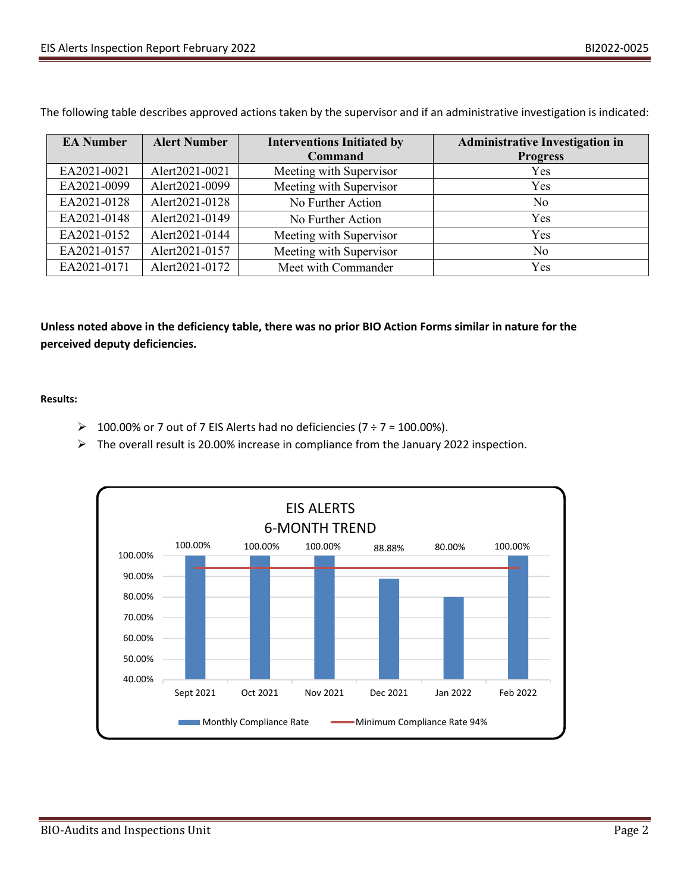The following table describes approved actions taken by the supervisor and if an administrative investigation is indicated:

| EA Number | Alert Number | Interventions Initiated by Command | Administrative Investigation in Progress |
|---|---|---|---|
| EA2021-0021 | Alert2021-0021 | Meeting with Supervisor | Yes |
| EA2021-0099 | Alert2021-0099 | Meeting with Supervisor | Yes |
| EA2021-0128 | Alert2021-0128 | No Further Action | No |
| EA2021-0148 | Alert2021-0149 | No Further Action | Yes |
| EA2021-0152 | Alert2021-0144 | Meeting with Supervisor | Yes |
| EA2021-0157 | Alert2021-0157 | Meeting with Supervisor | No |
| EA2021-0171 | Alert2021-0172 | Meet with Commander | Yes |

**Unless noted above in the deficiency table, there was no prior BIO Action Forms similar in nature for the perceived deputy deficiencies.**

**Results:**

- 100.00% or 7 out of 7 EIS Alerts had no deficiencies (7 ÷ 7 = 100.00%).
- The overall result is 20.00% increase in compliance from the January 2022 inspection.

**EIS ALERTS 6-MONTH TREND**

| Month | Monthly Compliance Rate | Minimum Compliance Rate 94% |
|---|---|---|
| Sept 2021 | 100.00% | 94% |
| Oct 2021 | 100.00% | 94% |
| Nov 2021 | 100.00% | 94% |
| Dec 2021 | 88.88% | 94% |
| Jan 2022 | 80.00% | 94% |
| Feb 2022 | 100.00% | 94% |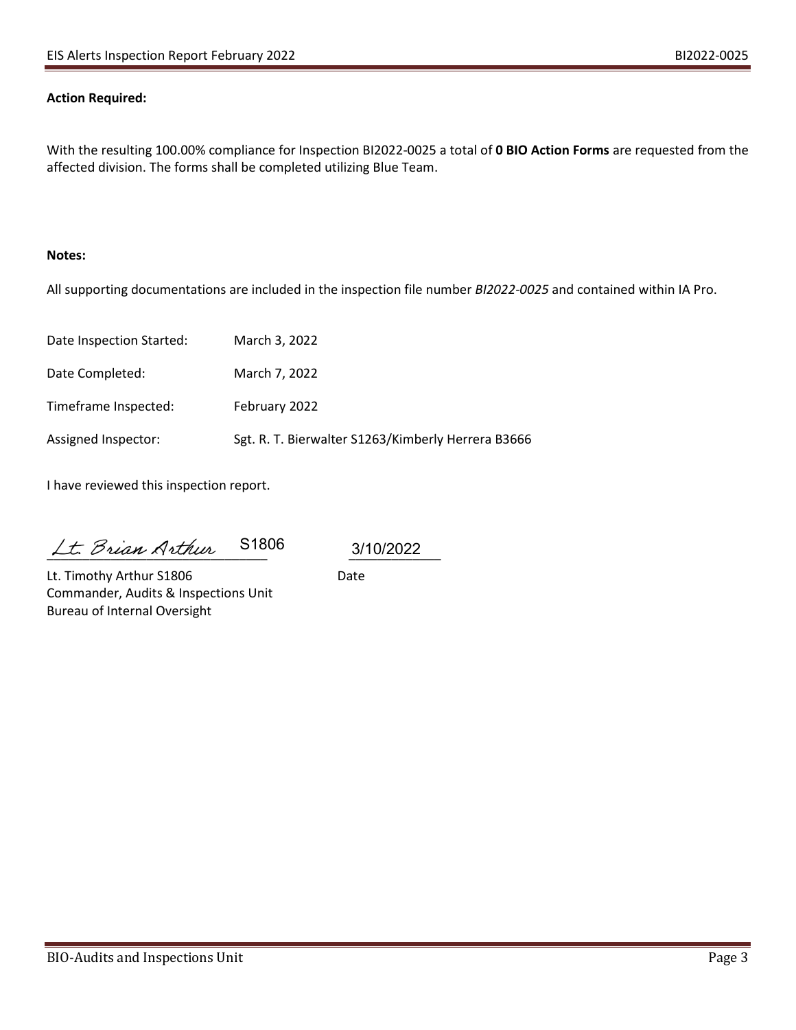**Action Required:**

With the resulting 100.00% compliance for Inspection BI2022-0025 a total of **0 BIO Action Forms** are requested from the affected division. The forms shall be completed utilizing Blue Team.

**Notes:**

All supporting documentations are included in the inspection file number *BI2022-0025* and contained within IA Pro.

| | |
|---|---|
| Date Inspection Started: | March 3, 2022 |
| Date Completed: | March 7, 2022 |
| Timeframe Inspected: | February 2022 |
| Assigned Inspector: | Sgt. R. T. Bierwalter S1263/Kimberly Herrera B3666 |

I have reviewed this inspection report.

*Lt. Brian Arthur* S1806 3/10/2022

Lt. Timothy Arthur S1806
Commander, Audits & Inspections Unit
Bureau of Internal Oversight

Date